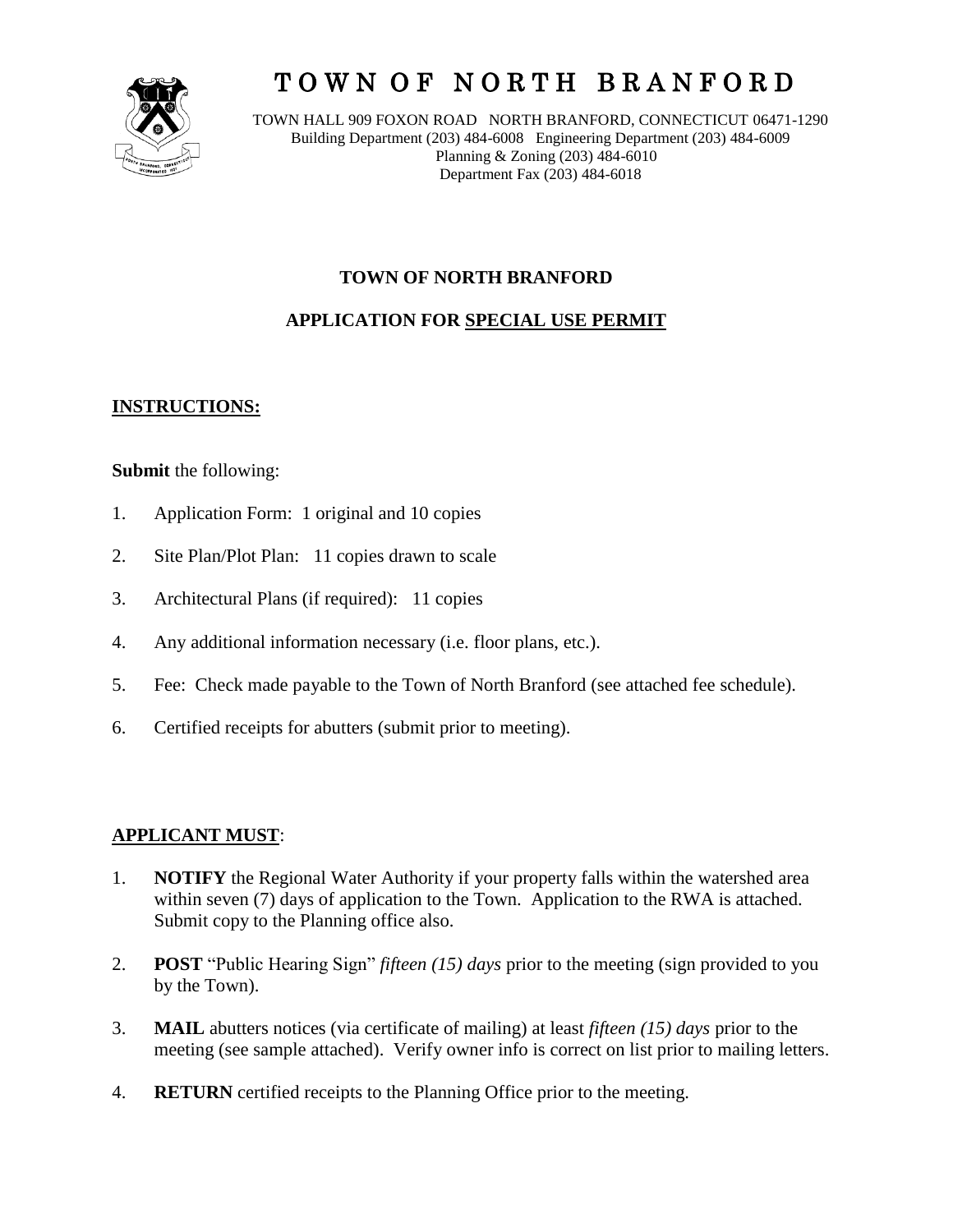# TOWN OF NORTH BRANFORD

TOWN HALL 909 FOXON ROAD NORTH BRANFORD, CONNECTICUT 06471-1290
Building Department (203) 484-6008 Engineering Department (203) 484-6009
Planning & Zoning (203) 484-6010
Department Fax (203) 484-6018

## TOWN OF NORTH BRANFORD

## APPLICATION FOR SPECIAL USE PERMIT

### INSTRUCTIONS:

**Submit** the following:

1. Application Form: 1 original and 10 copies
2. Site Plan/Plot Plan: 11 copies drawn to scale
3. Architectural Plans (if required): 11 copies
4. Any additional information necessary (i.e. floor plans, etc.).
5. Fee: Check made payable to the Town of North Branford (see attached fee schedule).
6. Certified receipts for abutters (submit prior to meeting).

### APPLICANT MUST:

1. **NOTIFY** the Regional Water Authority if your property falls within the watershed area within seven (7) days of application to the Town. Application to the RWA is attached. Submit copy to the Planning office also.
2. **POST** "Public Hearing Sign" *fifteen (15) days* prior to the meeting (sign provided to you by the Town).
3. **MAIL** abutters notices (via certificate of mailing) at least *fifteen (15) days* prior to the meeting (see sample attached). Verify owner info is correct on list prior to mailing letters.
4. **RETURN** certified receipts to the Planning Office prior to the meeting.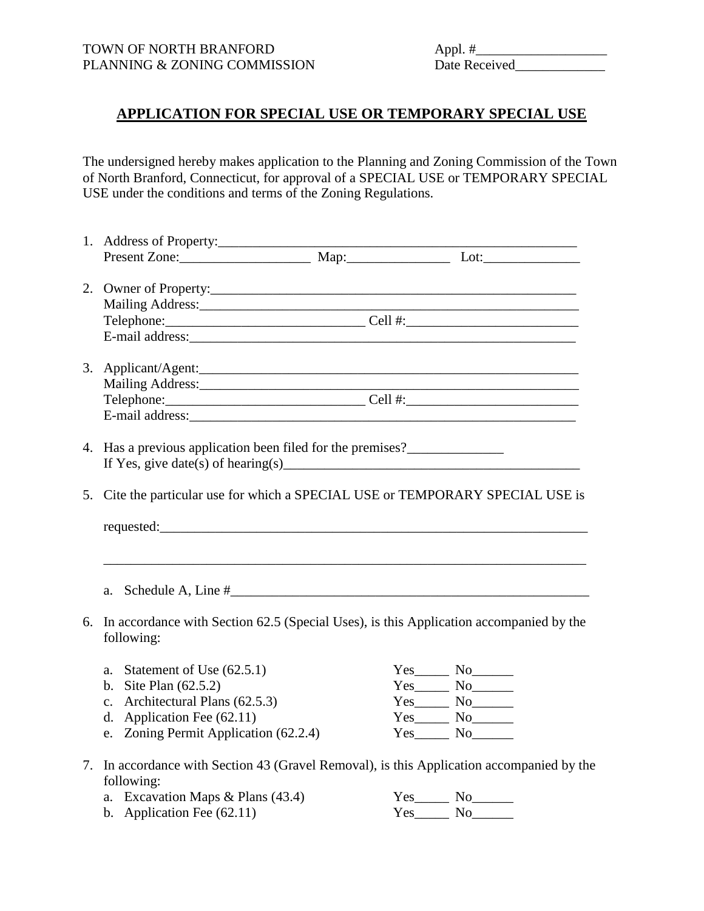TOWN OF NORTH BRANFORD
PLANNING & ZONING COMMISSION

Appl. #___________________
Date Received_____________

## APPLICATION FOR SPECIAL USE OR TEMPORARY SPECIAL USE

The undersigned hereby makes application to the Planning and Zoning Commission of the Town of North Branford, Connecticut, for approval of a SPECIAL USE or TEMPORARY SPECIAL USE under the conditions and terms of the Zoning Regulations.

1. Address of Property:_____________________________________________________
   Present Zone:__________________ Map:______________ Lot:_____________

2. Owner of Property:______________________________________________________
   Mailing Address:_______________________________________________________
   Telephone:_____________________________ Cell #:_________________________
   E-mail address:________________________________________________________

3. Applicant/Agent:_______________________________________________________
   Mailing Address:_______________________________________________________
   Telephone:_____________________________ Cell #:_________________________
   E-mail address:________________________________________________________

4. Has a previous application been filed for the premises?______________
   If Yes, give date(s) of hearing(s)____________________________________________

5. Cite the particular use for which a SPECIAL USE or TEMPORARY SPECIAL USE is

   requested:_____________________________________________________________

   _______________________________________________________________________

   a. Schedule A, Line #____________________________________________________

6. In accordance with Section 62.5 (Special Uses), is this Application accompanied by the following:

   a. Statement of Use (62.5.1) Yes_____ No______
   b. Site Plan (62.5.2) Yes_____ No______
   c. Architectural Plans (62.5.3) Yes_____ No______
   d. Application Fee (62.11) Yes_____ No______
   e. Zoning Permit Application (62.2.4) Yes_____ No______

7. In accordance with Section 43 (Gravel Removal), is this Application accompanied by the following:
   a. Excavation Maps & Plans (43.4) Yes_____ No______
   b. Application Fee (62.11) Yes_____ No______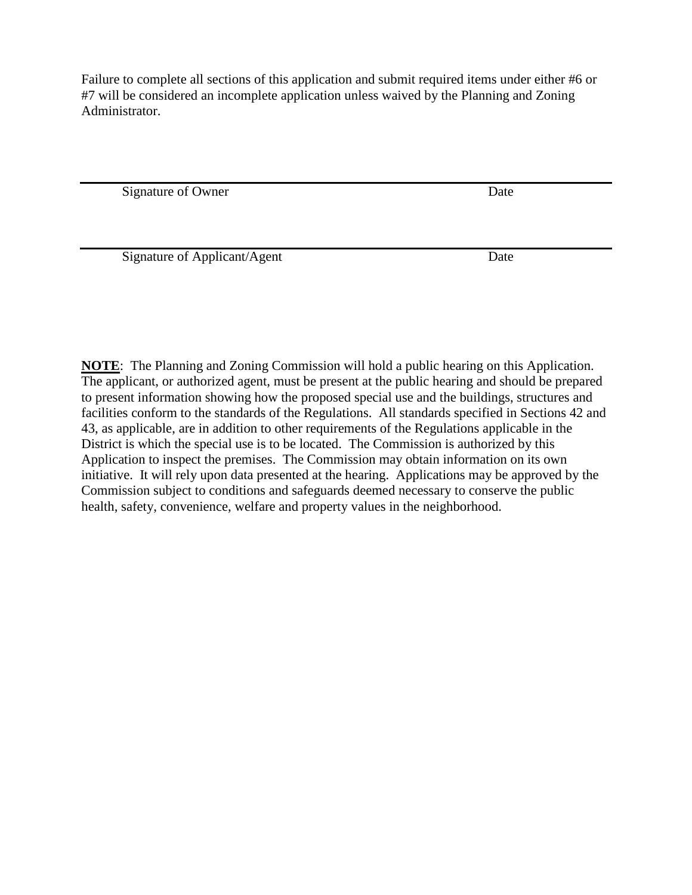Failure to complete all sections of this application and submit required items under either #6 or #7 will be considered an incomplete application unless waived by the Planning and Zoning Administrator.

______________________________________________________________________________

Signature of Owner                                                                                  Date

______________________________________________________________________________

Signature of Applicant/Agent                                                                   Date

**NOTE**: The Planning and Zoning Commission will hold a public hearing on this Application. The applicant, or authorized agent, must be present at the public hearing and should be prepared to present information showing how the proposed special use and the buildings, structures and facilities conform to the standards of the Regulations. All standards specified in Sections 42 and 43, as applicable, are in addition to other requirements of the Regulations applicable in the District is which the special use is to be located. The Commission is authorized by this Application to inspect the premises. The Commission may obtain information on its own initiative. It will rely upon data presented at the hearing. Applications may be approved by the Commission subject to conditions and safeguards deemed necessary to conserve the public health, safety, convenience, welfare and property values in the neighborhood.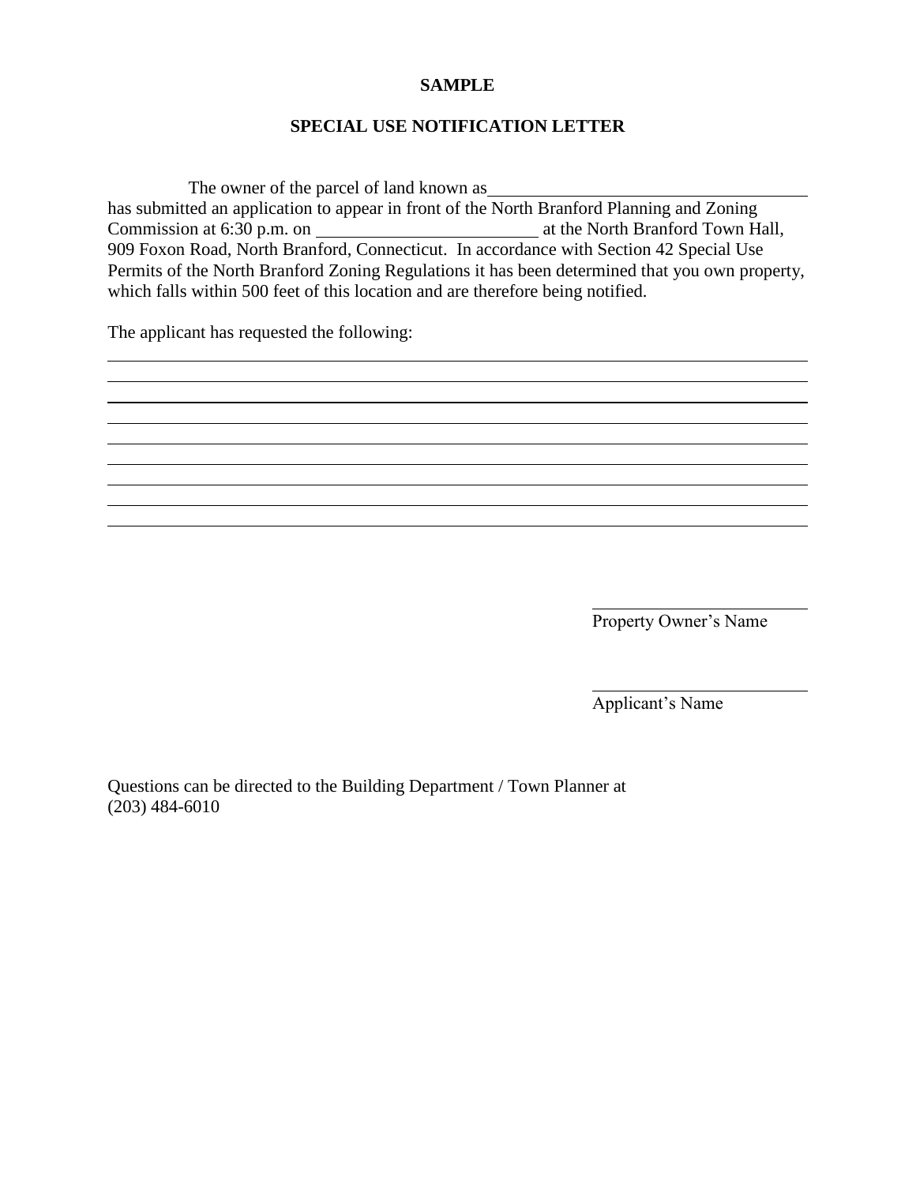**SAMPLE**

**SPECIAL USE NOTIFICATION LETTER**

The owner of the parcel of land known as ____________________________________ has submitted an application to appear in front of the North Branford Planning and Zoning Commission at 6:30 p.m. on __________________________ at the North Branford Town Hall, 909 Foxon Road, North Branford, Connecticut. In accordance with Section 42 Special Use Permits of the North Branford Zoning Regulations it has been determined that you own property, which falls within 500 feet of this location and are therefore being notified.

The applicant has requested the following:

_______________________________________________________________________________

_______________________________________________________________________________

_______________________________________________________________________________

_______________________________________________________________________________

_______________________________________________________________________________

_______________________________________________________________________________

_______________________________________________________________________________

_______________________________________________________________________________

_______________________________________________________________________________

__________________________
Property Owner's Name

__________________________
Applicant's Name

Questions can be directed to the Building Department / Town Planner at (203) 484-6010